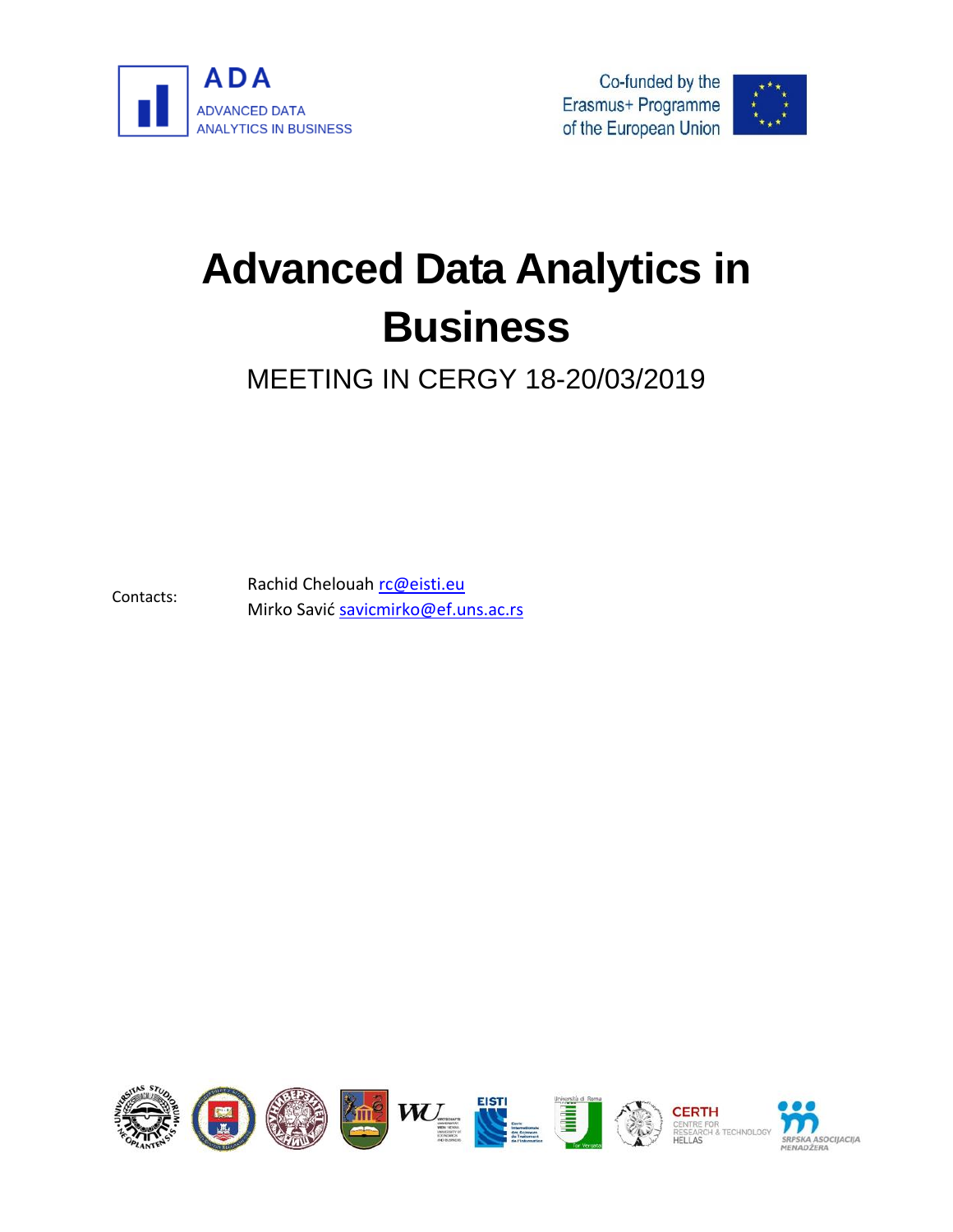ADA
ADVANCED DATA ANALYTICS IN BUSINESS

Co-funded by the Erasmus+ Programme of the European Union

# Advanced Data Analytics in Business

MEETING IN CERGY 18-20/03/2019

Contacts:
Rachid Chelouah rc@eisti.eu
Mirko Savić savicmirko@ef.uns.ac.rs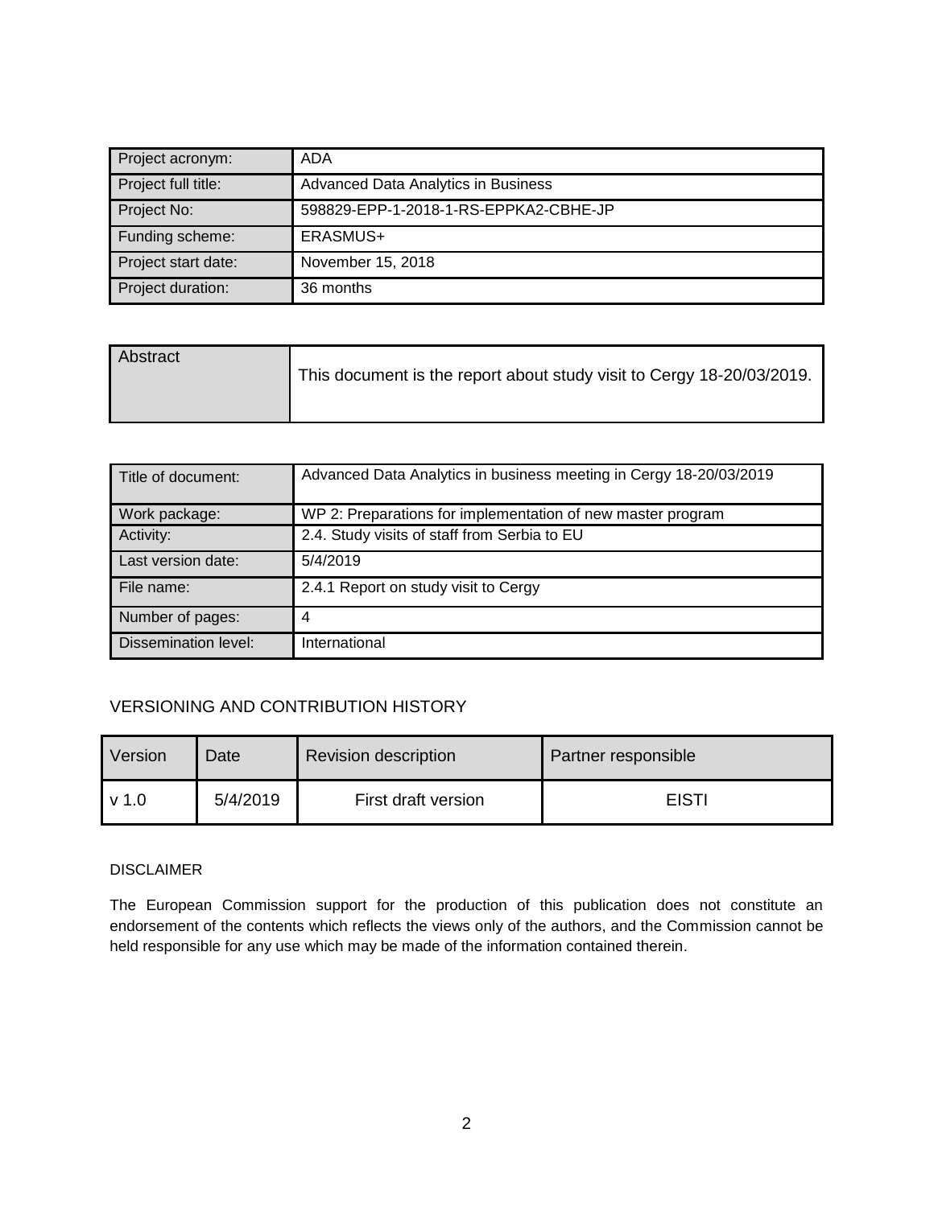| Project acronym: | ADA |
|---|---|
| Project full title: | Advanced Data Analytics in Business |
| Project No: | 598829-EPP-1-2018-1-RS-EPPKA2-CBHE-JP |
| Funding scheme: | ERASMUS+ |
| Project start date: | November 15, 2018 |
| Project duration: | 36 months |

| Abstract | This document is the report about study visit to Cergy 18-20/03/2019. |
|---|---|

| Title of document: | Advanced Data Analytics in business meeting in Cergy 18-20/03/2019 |
|---|---|
| Work package: | WP 2: Preparations for implementation of new master program |
| Activity: | 2.4. Study visits of staff from Serbia to EU |
| Last version date: | 5/4/2019 |
| File name: | 2.4.1 Report on study visit to Cergy |
| Number of pages: | 4 |
| Dissemination level: | International |

VERSIONING AND CONTRIBUTION HISTORY

| Version | Date | Revision description | Partner responsible |
|---|---|---|---|
| v 1.0 | 5/4/2019 | First draft version | EISTI |

DISCLAIMER

The European Commission support for the production of this publication does not constitute an endorsement of the contents which reflects the views only of the authors, and the Commission cannot be held responsible for any use which may be made of the information contained therein.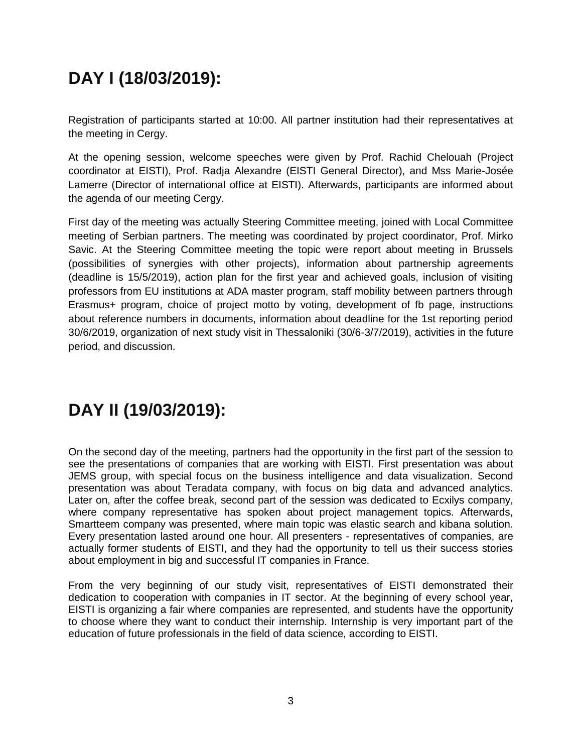# DAY I (18/03/2019):

Registration of participants started at 10:00. All partner institution had their representatives at the meeting in Cergy.

At the opening session, welcome speeches were given by Prof. Rachid Chelouah (Project coordinator at EISTI), Prof. Radja Alexandre (EISTI General Director), and Mss Marie-Josée Lamerre (Director of international office at EISTI). Afterwards, participants are informed about the agenda of our meeting Cergy.

First day of the meeting was actually Steering Committee meeting, joined with Local Committee meeting of Serbian partners. The meeting was coordinated by project coordinator, Prof. Mirko Savic. At the Steering Committee meeting the topic were report about meeting in Brussels (possibilities of synergies with other projects), information about partnership agreements (deadline is 15/5/2019), action plan for the first year and achieved goals, inclusion of visiting professors from EU institutions at ADA master program, staff mobility between partners through Erasmus+ program, choice of project motto by voting, development of fb page, instructions about reference numbers in documents, information about deadline for the 1st reporting period 30/6/2019, organization of next study visit in Thessaloniki (30/6-3/7/2019), activities in the future period, and discussion.

# DAY II (19/03/2019):

On the second day of the meeting, partners had the opportunity in the first part of the session to see the presentations of companies that are working with EISTI. First presentation was about JEMS group, with special focus on the business intelligence and data visualization. Second presentation was about Teradata company, with focus on big data and advanced analytics. Later on, after the coffee break, second part of the session was dedicated to Ecxilys company, where company representative has spoken about project management topics. Afterwards, Smartteem company was presented, where main topic was elastic search and kibana solution. Every presentation lasted around one hour. All presenters - representatives of companies, are actually former students of EISTI, and they had the opportunity to tell us their success stories about employment in big and successful IT companies in France.

From the very beginning of our study visit, representatives of EISTI demonstrated their dedication to cooperation with companies in IT sector. At the beginning of every school year, EISTI is organizing a fair where companies are represented, and students have the opportunity to choose where they want to conduct their internship. Internship is very important part of the education of future professionals in the field of data science, according to EISTI.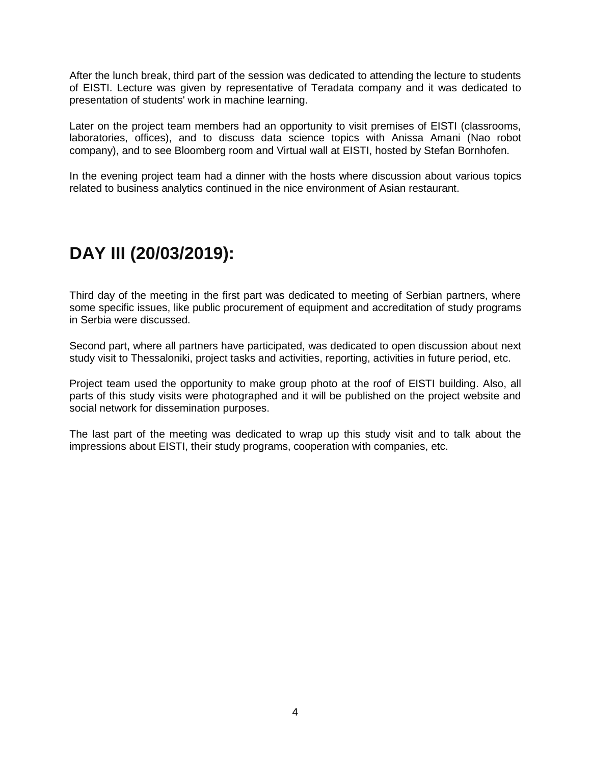After the lunch break, third part of the session was dedicated to attending the lecture to students of EISTI. Lecture was given by representative of Teradata company and it was dedicated to presentation of students' work in machine learning.

Later on the project team members had an opportunity to visit premises of EISTI (classrooms, laboratories, offices), and to discuss data science topics with Anissa Amani (Nao robot company), and to see Bloomberg room and Virtual wall at EISTI, hosted by Stefan Bornhofen.

In the evening project team had a dinner with the hosts where discussion about various topics related to business analytics continued in the nice environment of Asian restaurant.

# DAY III (20/03/2019):

Third day of the meeting in the first part was dedicated to meeting of Serbian partners, where some specific issues, like public procurement of equipment and accreditation of study programs in Serbia were discussed.

Second part, where all partners have participated, was dedicated to open discussion about next study visit to Thessaloniki, project tasks and activities, reporting, activities in future period, etc.

Project team used the opportunity to make group photo at the roof of EISTI building. Also, all parts of this study visits were photographed and it will be published on the project website and social network for dissemination purposes.

The last part of the meeting was dedicated to wrap up this study visit and to talk about the impressions about EISTI, their study programs, cooperation with companies, etc.